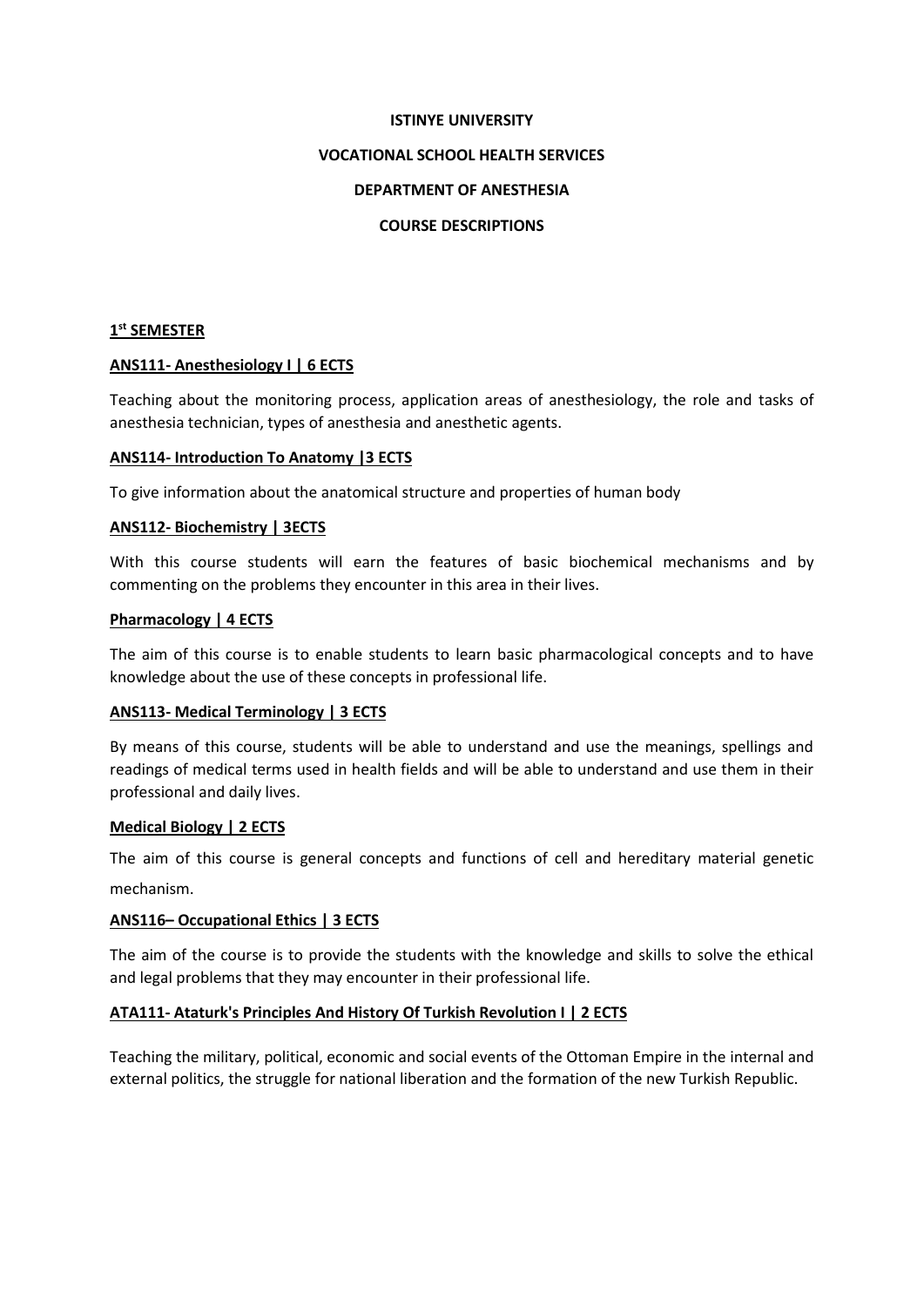**ISTINYE UNIVERSITY**

**VOCATIONAL SCHOOL HEALTH SERVICES**

**DEPARTMENT OF ANESTHESIA**

**COURSE DESCRIPTIONS**

## 1st SEMESTER

### ANS111- Anesthesiology I | 6 ECTS

Teaching about the monitoring process, application areas of anesthesiology, the role and tasks of anesthesia technician, types of anesthesia and anesthetic agents.

### ANS114- Introduction To Anatomy |3 ECTS

To give information about the anatomical structure and properties of human body

### ANS112- Biochemistry | 3ECTS

With this course students will earn the features of basic biochemical mechanisms and by commenting on the problems they encounter in this area in their lives.

### Pharmacology | 4 ECTS

The aim of this course is to enable students to learn basic pharmacological concepts and to have knowledge about the use of these concepts in professional life.

### ANS113- Medical Terminology | 3 ECTS

By means of this course, students will be able to understand and use the meanings, spellings and readings of medical terms used in health fields and will be able to understand and use them in their professional and daily lives.

### Medical Biology | 2 ECTS

The aim of this course is general concepts and functions of cell and hereditary material genetic mechanism.

### ANS116– Occupational Ethics | 3 ECTS

The aim of the course is to provide the students with the knowledge and skills to solve the ethical and legal problems that they may encounter in their professional life.

### ATA111- Ataturk's Principles And History Of Turkish Revolution I | 2 ECTS

Teaching the military, political, economic and social events of the Ottoman Empire in the internal and external politics, the struggle for national liberation and the formation of the new Turkish Republic.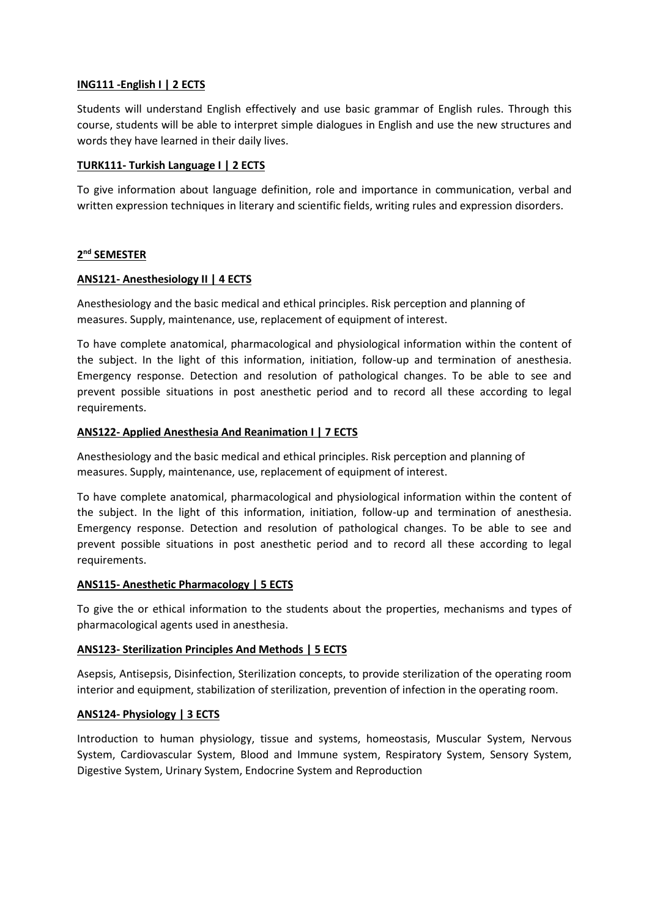**ING111 -English I | 2 ECTS**

Students will understand English effectively and use basic grammar of English rules. Through this course, students will be able to interpret simple dialogues in English and use the new structures and words they have learned in their daily lives.

**TURK111- Turkish Language I | 2 ECTS**

To give information about language definition, role and importance in communication, verbal and written expression techniques in literary and scientific fields, writing rules and expression disorders.

## 2nd SEMESTER

**ANS121- Anesthesiology II | 4 ECTS**

Anesthesiology and the basic medical and ethical principles. Risk perception and planning of measures. Supply, maintenance, use, replacement of equipment of interest.

To have complete anatomical, pharmacological and physiological information within the content of the subject. In the light of this information, initiation, follow-up and termination of anesthesia. Emergency response. Detection and resolution of pathological changes. To be able to see and prevent possible situations in post anesthetic period and to record all these according to legal requirements.

**ANS122- Applied Anesthesia And Reanimation I | 7 ECTS**

Anesthesiology and the basic medical and ethical principles. Risk perception and planning of measures. Supply, maintenance, use, replacement of equipment of interest.

To have complete anatomical, pharmacological and physiological information within the content of the subject. In the light of this information, initiation, follow-up and termination of anesthesia. Emergency response. Detection and resolution of pathological changes. To be able to see and prevent possible situations in post anesthetic period and to record all these according to legal requirements.

**ANS115- Anesthetic Pharmacology | 5 ECTS**

To give the or ethical information to the students about the properties, mechanisms and types of pharmacological agents used in anesthesia.

**ANS123- Sterilization Principles And Methods | 5 ECTS**

Asepsis, Antisepsis, Disinfection, Sterilization concepts, to provide sterilization of the operating room interior and equipment, stabilization of sterilization, prevention of infection in the operating room.

**ANS124- Physiology | 3 ECTS**

Introduction to human physiology, tissue and systems, homeostasis, Muscular System, Nervous System, Cardiovascular System, Blood and Immune system, Respiratory System, Sensory System, Digestive System, Urinary System, Endocrine System and Reproduction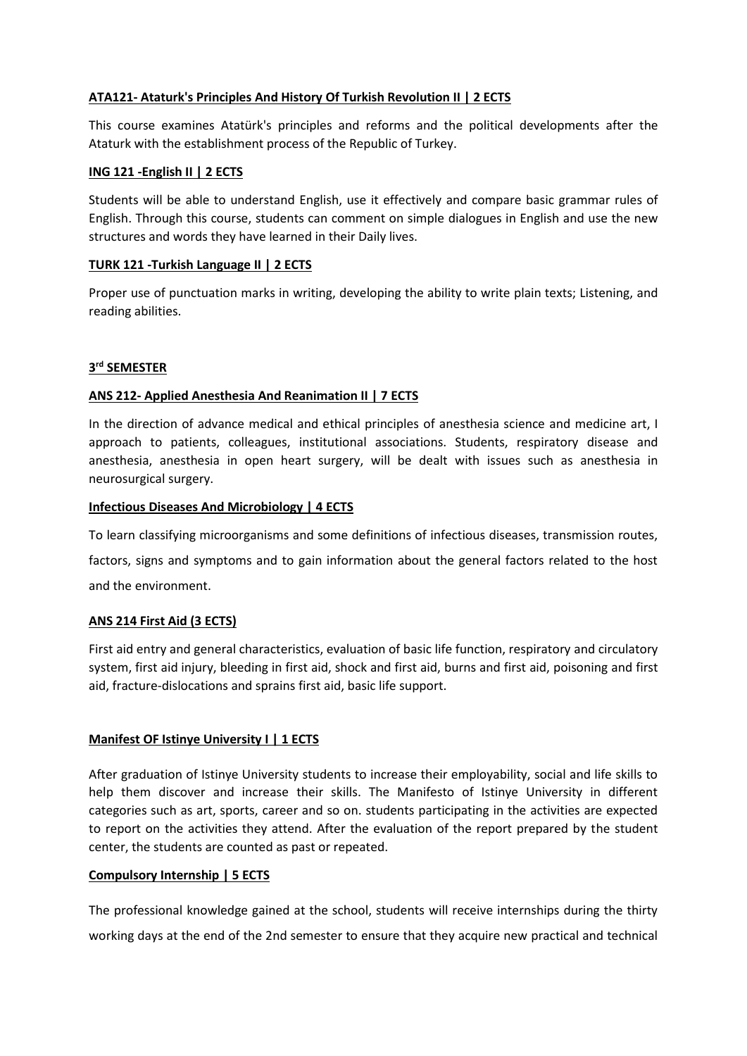**ATA121- Ataturk's Principles And History Of Turkish Revolution II | 2 ECTS**

This course examines Atatürk's principles and reforms and the political developments after the Ataturk with the establishment process of the Republic of Turkey.

**ING 121 -English II | 2 ECTS**

Students will be able to understand English, use it effectively and compare basic grammar rules of English. Through this course, students can comment on simple dialogues in English and use the new structures and words they have learned in their Daily lives.

**TURK 121 -Turkish Language II | 2 ECTS**

Proper use of punctuation marks in writing, developing the ability to write plain texts; Listening, and reading abilities.

**3rd SEMESTER**

**ANS 212- Applied Anesthesia And Reanimation II | 7 ECTS**

In the direction of advance medical and ethical principles of anesthesia science and medicine art, I approach to patients, colleagues, institutional associations. Students, respiratory disease and anesthesia, anesthesia in open heart surgery, will be dealt with issues such as anesthesia in neurosurgical surgery.

**Infectious Diseases And Microbiology | 4 ECTS**

To learn classifying microorganisms and some definitions of infectious diseases, transmission routes, factors, signs and symptoms and to gain information about the general factors related to the host and the environment.

**ANS 214 First Aid (3 ECTS)**

First aid entry and general characteristics, evaluation of basic life function, respiratory and circulatory system, first aid injury, bleeding in first aid, shock and first aid, burns and first aid, poisoning and first aid, fracture-dislocations and sprains first aid, basic life support.

**Manifest OF Istinye University I | 1 ECTS**

After graduation of Istinye University students to increase their employability, social and life skills to help them discover and increase their skills. The Manifesto of Istinye University in different categories such as art, sports, career and so on. students participating in the activities are expected to report on the activities they attend. After the evaluation of the report prepared by the student center, the students are counted as past or repeated.

**Compulsory Internship | 5 ECTS**

The professional knowledge gained at the school, students will receive internships during the thirty working days at the end of the 2nd semester to ensure that they acquire new practical and technical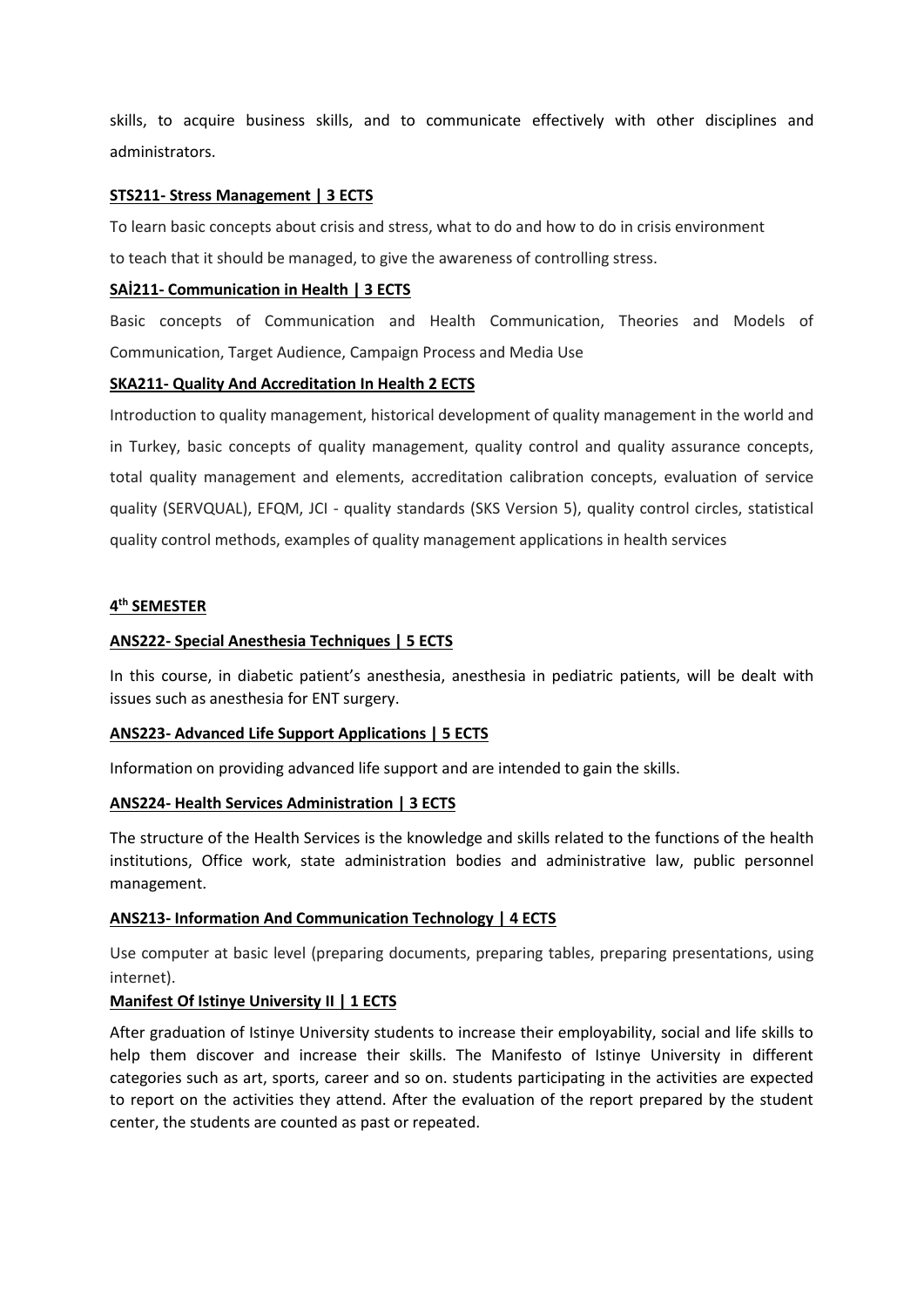skills, to acquire business skills, and to communicate effectively with other disciplines and administrators.

**STS211- Stress Management | 3 ECTS**

To learn basic concepts about crisis and stress, what to do and how to do in crisis environment to teach that it should be managed, to give the awareness of controlling stress.

**SAİ211- Communication in Health | 3 ECTS**

Basic concepts of Communication and Health Communication, Theories and Models of Communication, Target Audience, Campaign Process and Media Use

**SKA211- Quality And Accreditation In Health 2 ECTS**

Introduction to quality management, historical development of quality management in the world and in Turkey, basic concepts of quality management, quality control and quality assurance concepts, total quality management and elements, accreditation calibration concepts, evaluation of service quality (SERVQUAL), EFQM, JCI - quality standards (SKS Version 5), quality control circles, statistical quality control methods, examples of quality management applications in health services

## 4th SEMESTER

**ANS222- Special Anesthesia Techniques | 5 ECTS**

In this course, in diabetic patient's anesthesia, anesthesia in pediatric patients, will be dealt with issues such as anesthesia for ENT surgery.

**ANS223- Advanced Life Support Applications | 5 ECTS**

Information on providing advanced life support and are intended to gain the skills.

**ANS224- Health Services Administration | 3 ECTS**

The structure of the Health Services is the knowledge and skills related to the functions of the health institutions, Office work, state administration bodies and administrative law, public personnel management.

**ANS213- Information And Communication Technology | 4 ECTS**

Use computer at basic level (preparing documents, preparing tables, preparing presentations, using internet).

**Manifest Of Istinye University II | 1 ECTS**

After graduation of Istinye University students to increase their employability, social and life skills to help them discover and increase their skills. The Manifesto of Istinye University in different categories such as art, sports, career and so on. students participating in the activities are expected to report on the activities they attend. After the evaluation of the report prepared by the student center, the students are counted as past or repeated.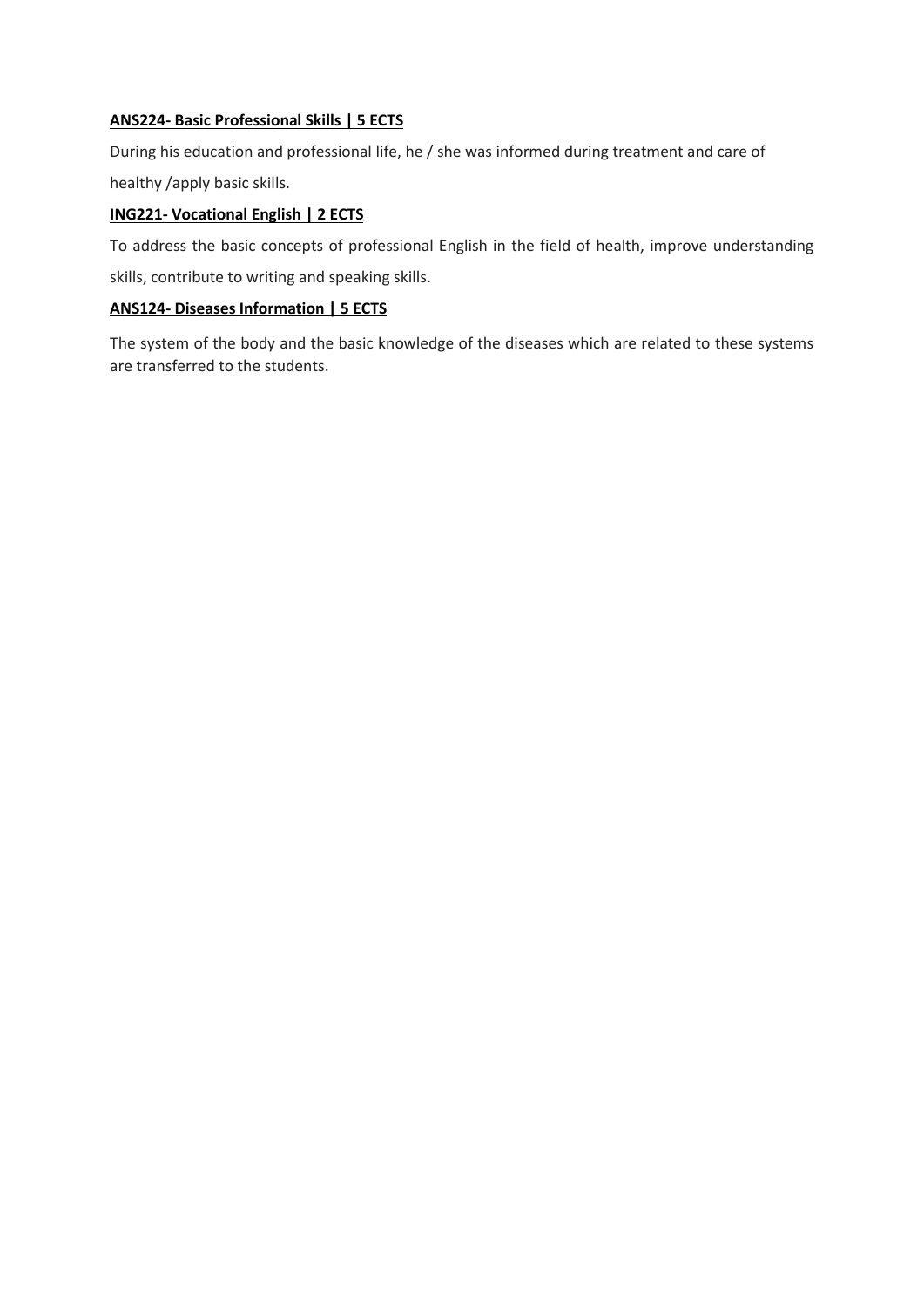**ANS224- Basic Professional Skills | 5 ECTS**

During his education and professional life, he / she was informed during treatment and care of healthy /apply basic skills.

**ING221- Vocational English | 2 ECTS**

To address the basic concepts of professional English in the field of health, improve understanding skills, contribute to writing and speaking skills.

**ANS124- Diseases Information | 5 ECTS**

The system of the body and the basic knowledge of the diseases which are related to these systems are transferred to the students.